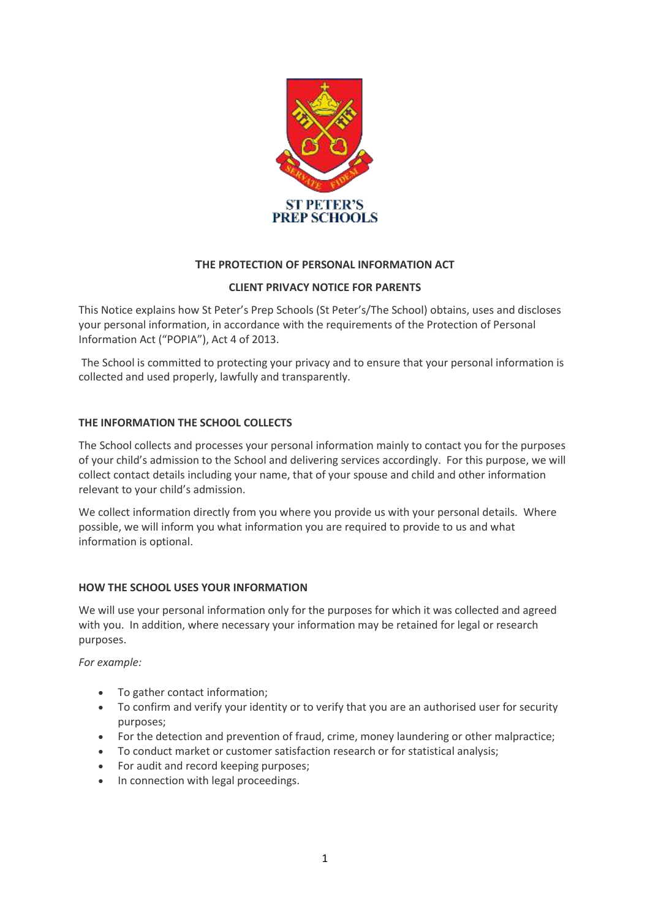ST PETER'S PREP SCHOOLS

## THE PROTECTION OF PERSONAL INFORMATION ACT

## CLIENT PRIVACY NOTICE FOR PARENTS

This Notice explains how St Peter's Prep Schools (St Peter's/The School) obtains, uses and discloses your personal information, in accordance with the requirements of the Protection of Personal Information Act ("POPIA"), Act 4 of 2013.

The School is committed to protecting your privacy and to ensure that your personal information is collected and used properly, lawfully and transparently.

### THE INFORMATION THE SCHOOL COLLECTS

The School collects and processes your personal information mainly to contact you for the purposes of your child's admission to the School and delivering services accordingly. For this purpose, we will collect contact details including your name, that of your spouse and child and other information relevant to your child's admission.

We collect information directly from you where you provide us with your personal details. Where possible, we will inform you what information you are required to provide to us and what information is optional.

### HOW THE SCHOOL USES YOUR INFORMATION

We will use your personal information only for the purposes for which it was collected and agreed with you. In addition, where necessary your information may be retained for legal or research purposes.

*For example:*

- To gather contact information;
- To confirm and verify your identity or to verify that you are an authorised user for security purposes;
- For the detection and prevention of fraud, crime, money laundering or other malpractice;
- To conduct market or customer satisfaction research or for statistical analysis;
- For audit and record keeping purposes;
- In connection with legal proceedings.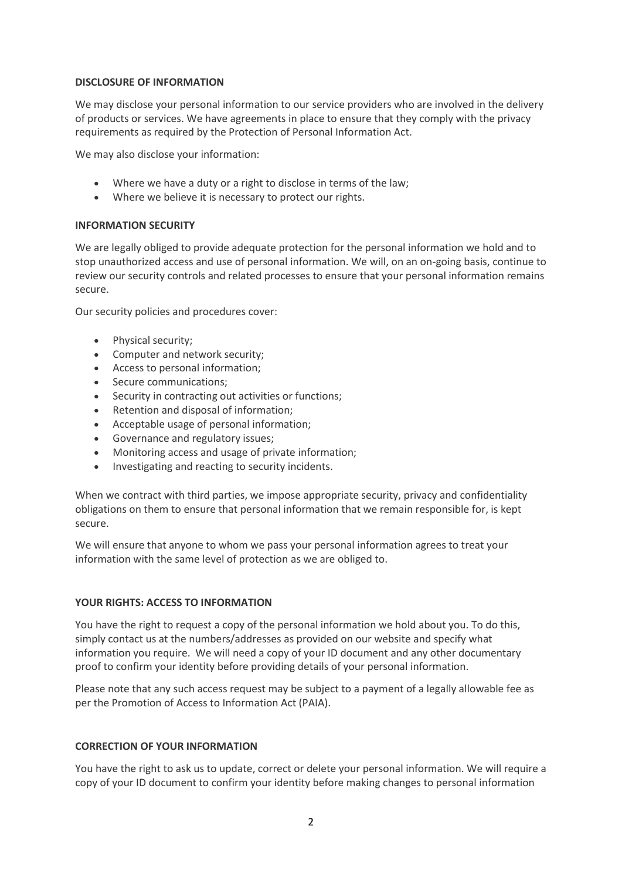**DISCLOSURE OF INFORMATION**

We may disclose your personal information to our service providers who are involved in the delivery of products or services. We have agreements in place to ensure that they comply with the privacy requirements as required by the Protection of Personal Information Act.

We may also disclose your information:

- Where we have a duty or a right to disclose in terms of the law;
- Where we believe it is necessary to protect our rights.

**INFORMATION SECURITY**

We are legally obliged to provide adequate protection for the personal information we hold and to stop unauthorized access and use of personal information. We will, on an on-going basis, continue to review our security controls and related processes to ensure that your personal information remains secure.

Our security policies and procedures cover:

- Physical security;
- Computer and network security;
- Access to personal information;
- Secure communications;
- Security in contracting out activities or functions;
- Retention and disposal of information;
- Acceptable usage of personal information;
- Governance and regulatory issues;
- Monitoring access and usage of private information;
- Investigating and reacting to security incidents.

When we contract with third parties, we impose appropriate security, privacy and confidentiality obligations on them to ensure that personal information that we remain responsible for, is kept secure.

We will ensure that anyone to whom we pass your personal information agrees to treat your information with the same level of protection as we are obliged to.

**YOUR RIGHTS: ACCESS TO INFORMATION**

You have the right to request a copy of the personal information we hold about you. To do this, simply contact us at the numbers/addresses as provided on our website and specify what information you require. We will need a copy of your ID document and any other documentary proof to confirm your identity before providing details of your personal information.

Please note that any such access request may be subject to a payment of a legally allowable fee as per the Promotion of Access to Information Act (PAIA).

**CORRECTION OF YOUR INFORMATION**

You have the right to ask us to update, correct or delete your personal information. We will require a copy of your ID document to confirm your identity before making changes to personal information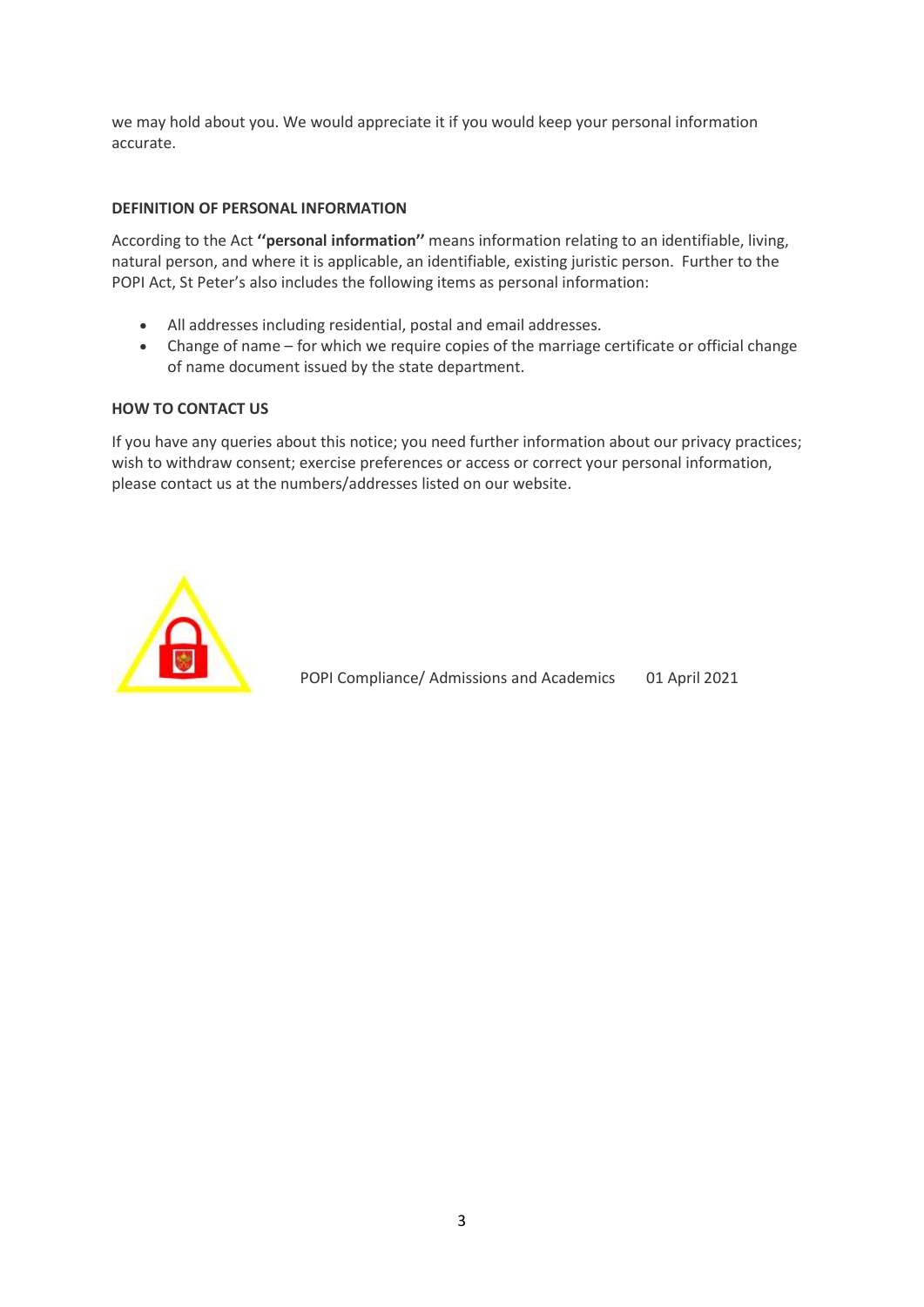we may hold about you. We would appreciate it if you would keep your personal information accurate.

**DEFINITION OF PERSONAL INFORMATION**

According to the Act **''personal information''** means information relating to an identifiable, living, natural person, and where it is applicable, an identifiable, existing juristic person. Further to the POPI Act, St Peter's also includes the following items as personal information:

- All addresses including residential, postal and email addresses.
- Change of name – for which we require copies of the marriage certificate or official change of name document issued by the state department.

**HOW TO CONTACT US**

If you have any queries about this notice; you need further information about our privacy practices; wish to withdraw consent; exercise preferences or access or correct your personal information, please contact us at the numbers/addresses listed on our website.

POPI Compliance/ Admissions and Academics 01 April 2021